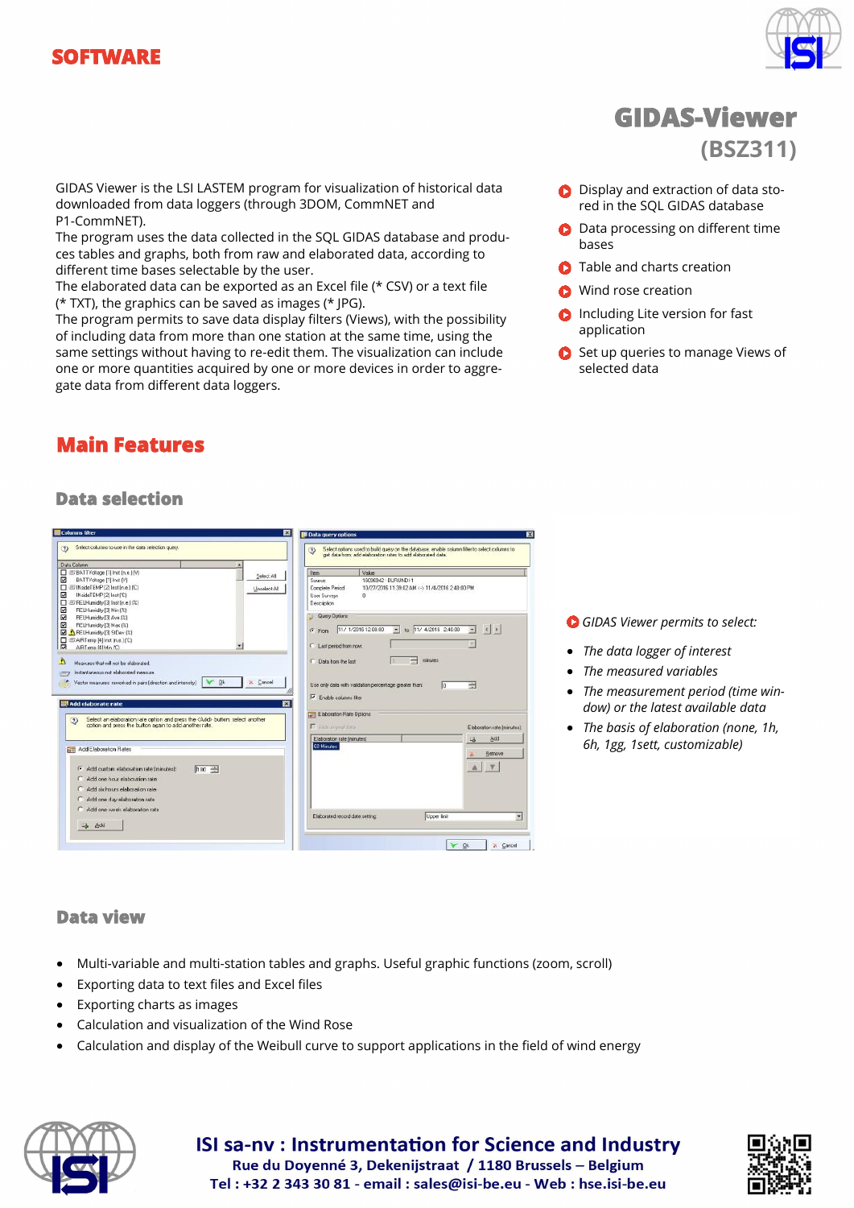**SOFTWARE**

# GIDAS-Viewer
## (BSZ311)

GIDAS Viewer is the LSI LASTEM program for visualization of historical data downloaded from data loggers (through 3DOM, CommNET and P1-CommNET).
The program uses the data collected in the SQL GIDAS database and produces tables and graphs, both from raw and elaborated data, according to different time bases selectable by the user.
The elaborated data can be exported as an Excel file (* CSV) or a text file (* TXT), the graphics can be saved as images (* JPG).
The program permits to save data display filters (Views), with the possibility of including data from more than one station at the same time, using the same settings without having to re-edit them. The visualization can include one or more quantities acquired by one or more devices in order to aggregate data from different data loggers.

- Display and extraction of data stored in the SQL GIDAS database
- Data processing on different time bases
- Table and charts creation
- Wind rose creation
- Including Lite version for fast application
- Set up queries to manage Views of selected data

## Main Features

### Data selection

*GIDAS Viewer permits to select:*

- *The data logger of interest*
- *The measured variables*
- *The measurement period (time window) or the latest available data*
- *The basis of elaboration (none, 1h, 6h, 1gg, 1sett, customizable)*

### Data view

- Multi-variable and multi-station tables and graphs. Useful graphic functions (zoom, scroll)
- Exporting data to text files and Excel files
- Exporting charts as images
- Calculation and visualization of the Wind Rose
- Calculation and display of the Weibull curve to support applications in the field of wind energy

**ISI sa-nv : Instrumentation for Science and Industry**
**Rue du Doyenné 3, Dekenijstraat / 1180 Brussels – Belgium**
**Tel : +32 2 343 30 81 - email : sales@isi-be.eu - Web : hse.isi-be.eu**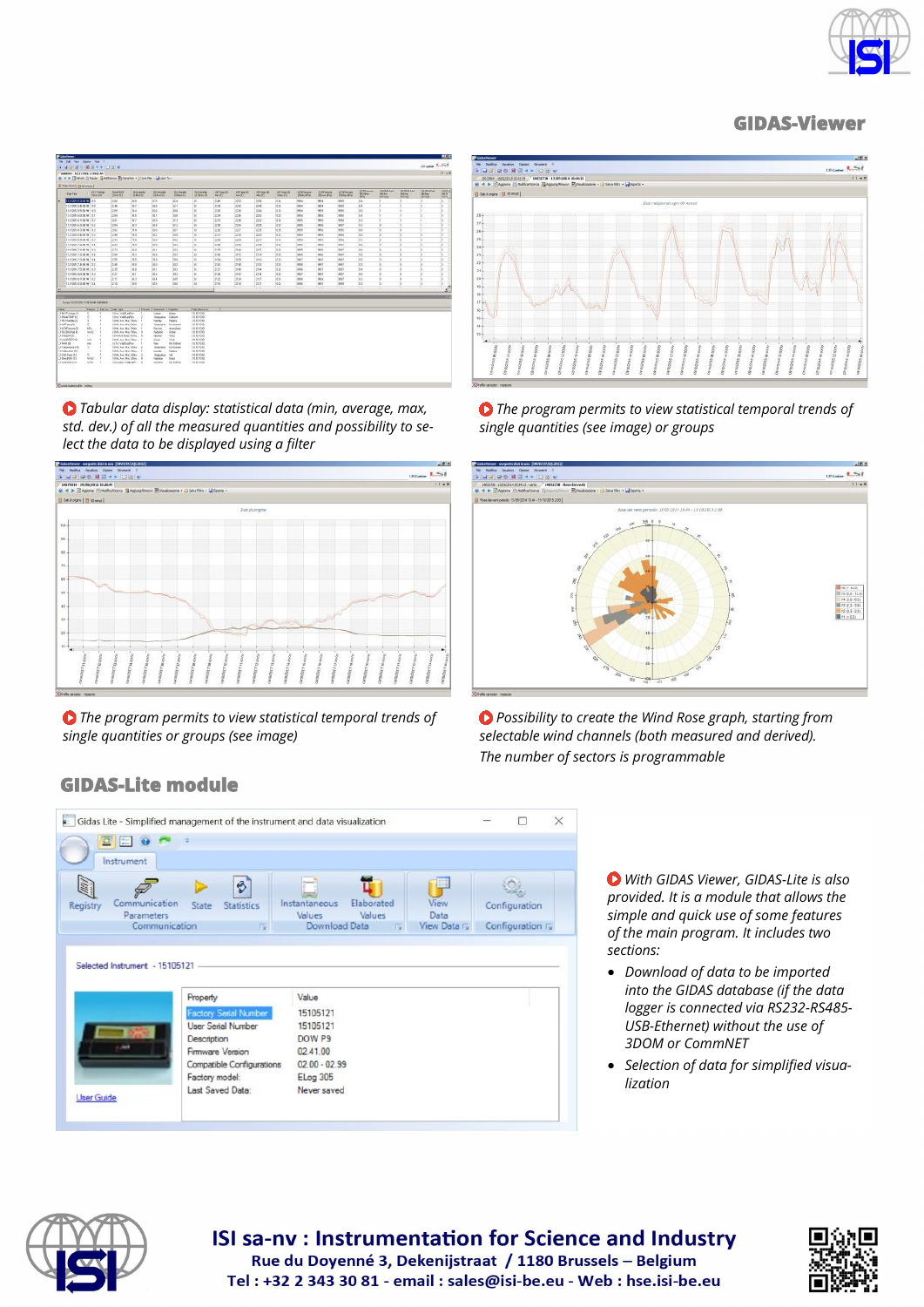## GIDAS-Viewer

Tabular data display: statistical data (min, average, max, std. dev.) of all the measured quantities and possibility to select the data to be displayed using a filter

The program permits to view statistical temporal trends of single quantities (see image) or groups

The program permits to view statistical temporal trends of single quantities or groups (see image)

Possibility to create the Wind Rose graph, starting from selectable wind channels (both measured and derived). The number of sectors is programmable

## GIDAS-Lite module

Gidas Lite - Simplified management of the instrument and data visualization

Instrument

Registry | Communication Parameters | State | Statistics | Instantaneous Values | Elaborated Values | View Data | Configuration

Communication | Download Data | View Data | Configuration

Selected Instrument - 15105121

| Property | Value |
|---|---|
| Factory Serial Number | 15105121 |
| User Serial Number | 15105121 |
| Description | DOW P9 |
| Firmware Version | 02.41.00 |
| Compatible Configurations | 02.00 - 02.99 |
| Factory model | ELog 305 |
| Last Saved Data | Never saved |

User Guide

*With GIDAS Viewer, GIDAS-Lite is also provided. It is a module that allows the simple and quick use of some features of the main program. It includes two sections:*

- *Download of data to be imported into the GIDAS database (if the data logger is connected via RS232-RS485-USB-Ethernet) without the use of 3DOM or CommNET*
- *Selection of data for simplified visualization*

**ISI sa-nv : Instrumentation for Science and Industry**
**Rue du Doyenné 3, Dekenijstraat / 1180 Brussels – Belgium**
**Tel : +32 2 343 30 81 - email : sales@isi-be.eu - Web : hse.isi-be.eu**